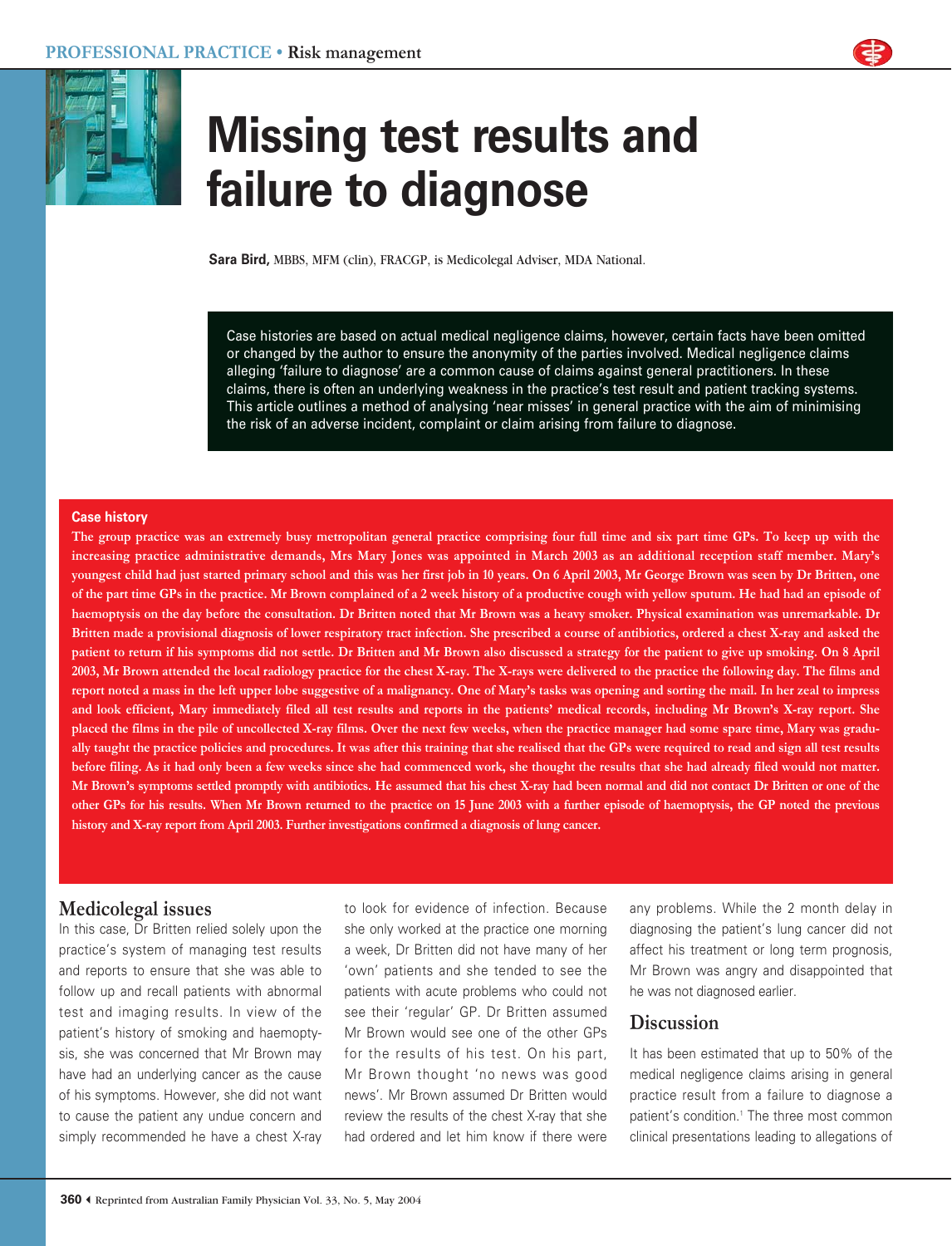# Missing test results and failure to diagnose

**Sara Bird,** MBBS, MFM (clin), FRACGP, is Medicolegal Adviser, MDA National.

Case histories are based on actual medical negligence claims, however, certain facts have been omitted or changed by the author to ensure the anonymity of the parties involved. Medical negligence claims alleging 'failure to diagnose' are a common cause of claims against general practitioners. In these claims, there is often an underlying weakness in the practice's test result and patient tracking systems. This article outlines a method of analysing 'near misses' in general practice with the aim of minimising the risk of an adverse incident, complaint or claim arising from failure to diagnose.

### Case history

**The group practice was an extremely busy metropolitan general practice comprising four full time and six part time GPs. To keep up with the increasing practice administrative demands, Mrs Mary Jones was appointed in March 2003 as an additional reception staff member. Mary's youngest child had just started primary school and this was her first job in 10 years. On 6 April 2003, Mr George Brown was seen by Dr Britten, one of the part time GPs in the practice. Mr Brown complained of a 2 week history of a productive cough with yellow sputum. He had had an episode of haemoptysis on the day before the consultation. Dr Britten noted that Mr Brown was a heavy smoker. Physical examination was unremarkable. Dr Britten made a provisional diagnosis of lower respiratory tract infection. She prescribed a course of antibiotics, ordered a chest X-ray and asked the patient to return if his symptoms did not settle. Dr Britten and Mr Brown also discussed a strategy for the patient to give up smoking. On 8 April 2003, Mr Brown attended the local radiology practice for the chest X-ray. The X-rays were delivered to the practice the following day. The films and report noted a mass in the left upper lobe suggestive of a malignancy. One of Mary's tasks was opening and sorting the mail. In her zeal to impress and look efficient, Mary immediately filed all test results and reports in the patients' medical records, including Mr Brown's X-ray report. She placed the films in the pile of uncollected X-ray films. Over the next few weeks, when the practice manager had some spare time, Mary was gradually taught the practice policies and procedures. It was after this training that she realised that the GPs were required to read and sign all test results before filing. As it had only been a few weeks since she had commenced work, she thought the results that she had already filed would not matter. Mr Brown's symptoms settled promptly with antibiotics. He assumed that his chest X-ray had been normal and did not contact Dr Britten or one of the other GPs for his results. When Mr Brown returned to the practice on 15 June 2003 with a further episode of haemoptysis, the GP noted the previous history and X-ray report from April 2003. Further investigations confirmed a diagnosis of lung cancer.**

## Medicolegal issues

In this case, Dr Britten relied solely upon the practice's system of managing test results and reports to ensure that she was able to follow up and recall patients with abnormal test and imaging results. In view of the patient's history of smoking and haemoptysis, she was concerned that Mr Brown may have had an underlying cancer as the cause of his symptoms. However, she did not want to cause the patient any undue concern and simply recommended he have a chest X-ray to look for evidence of infection. Because she only worked at the practice one morning a week, Dr Britten did not have many of her 'own' patients and she tended to see the patients with acute problems who could not see their 'regular' GP. Dr Britten assumed Mr Brown would see one of the other GPs for the results of his test. On his part, Mr Brown thought 'no news was good news'. Mr Brown assumed Dr Britten would review the results of the chest X-ray that she had ordered and let him know if there were any problems. While the 2 month delay in diagnosing the patient's lung cancer did not affect his treatment or long term prognosis, Mr Brown was angry and disappointed that he was not diagnosed earlier.

## Discussion

It has been estimated that up to 50% of the medical negligence claims arising in general practice result from a failure to diagnose a patient's condition.[1] The three most common clinical presentations leading to allegations of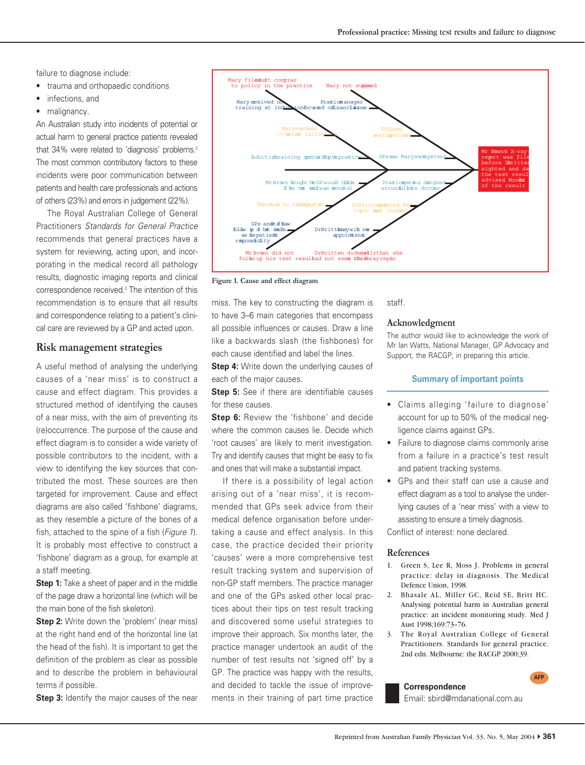failure to diagnose include:

- trauma and orthopaedic conditions
- infections, and
- malignancy.

An Australian study into incidents of potential or actual harm to general practice patients revealed that 34% were related to 'diagnosis' problems.[2] The most common contributory factors to these incidents were poor communication between patients and health care professionals and actions of others (23%) and errors in judgement (22%).

The Royal Australian College of General Practitioners *Standards for General Practice* recommends that general practices have a system for reviewing, acting upon, and incorporating in the medical record all pathology results, diagnostic imaging reports and clinical correspondence received.[3] The intention of this recommendation is to ensure that all results and correspondence relating to a patient's clinical care are reviewed by a GP and acted upon.

## Risk management strategies

A useful method of analysing the underlying causes of a 'near miss' is to construct a cause and effect diagram. This provides a structured method of identifying the causes of a near miss, with the aim of preventing its (re)occurrence. The purpose of the cause and effect diagram is to consider a wide variety of possible contributors to the incident, with a view to identifying the key sources that contributed the most. These sources are then targeted for improvement. Cause and effect diagrams are also called 'fishbone' diagrams, as they resemble a picture of the bones of a fish, attached to the spine of a fish (*Figure 1*). It is probably most effective to construct a 'fishbone' diagram as a group, for example at a staff meeting.

**Step 1:** Take a sheet of paper and in the middle of the page draw a horizontal line (which will be the main bone of the fish skeleton).

**Step 2:** Write down the 'problem' (near miss) at the right hand end of the horizontal line (at the head of the fish). It is important to get the definition of the problem as clear as possible and to describe the problem in behavioural terms if possible.

**Step 3:** Identify the major causes of the near miss. The key to constructing the diagram is to have 3–6 main categories that encompass all possible influences or causes. Draw a line like a backwards slash (the fishbones) for each cause identified and label the lines.

**Step 4:** Write down the underlying causes of each of the major causes.

**Step 5:** See if there are identifiable causes for these causes.

**Step 6:** Review the 'fishbone' and decide where the common causes lie. Decide which 'root causes' are likely to merit investigation. Try and identify causes that might be easy to fix and ones that will make a substantial impact.

If there is a possibility of legal action arising out of a 'near miss', it is recommended that GPs seek advice from their medical defence organisation before undertaking a cause and effect analysis. In this case, the practice decided their priority 'causes' were a more comprehensive test result tracking system and supervision of non-GP staff members. The practice manager and one of the GPs asked other local practices about their tips on test result tracking and discovered some useful strategies to improve their approach. Six months later, the practice manager undertook an audit of the number of test results not 'signed off' by a GP. The practice was happy with the results, and decided to tackle the issue of improvements in their training of part time practice staff.

Mary filed result contrary to policy in the practice
Mary not supervised
Mary received no training at induction
Practice manager focused on financial issues
Mary was keen to exercise initiative
GPs busy seeing patients
Induction training not a priority for the practice
GPs saw Mary as competent
Mr Brown thought the GP would tell him if the test result was abnormal
Practice systems designed around full time doctors
There was no tracking system
Dr Britten expected Mary to put results in-tray
GPs and staff saw follow up of test results as the patient's responsibility
Dr Britten busy with new appointments
Mr Brown did not follow up his test results
Dr Britten did not realise that she had not seen the X-ray report
Mr Brown's X-ray report was filed before Dr Britten sighted and dated the test result and advised Mr Brown of the result

Figure 1. Cause and effect diagram

## Acknowledgment

The author would like to acknowledge the work of Mr Ian Watts, National Manager, GP Advocacy and Support, the RACGP, in preparing this article.

### Summary of important points

- Claims alleging 'failure to diagnose' account for up to 50% of the medical negligence claims against GPs.
- Failure to diagnose claims commonly arise from a failure in a practice's test result and patient tracking systems.
- GPs and their staff can use a cause and effect diagram as a tool to analyse the underlying causes of a 'near miss' with a view to assisting to ensure a timely diagnosis.

Conflict of interest: none declared.

## References

1. Green S, Lee R, Moss J. Problems in general practice: delay in diagnosis. The Medical Defence Union, 1998.
2. Bhasale AL, Miller GC, Reid SE, Britt HC. Analysing potential harm in Australian general practice: an incident monitoring study. Med J Aust 1998;169:73–76.
3. The Royal Australian College of General Practitioners. Standards for general practice. 2nd edn. Melbourne: the RACGP 2000;39.

**Correspondence**
Email: sbird@mdanational.com.au